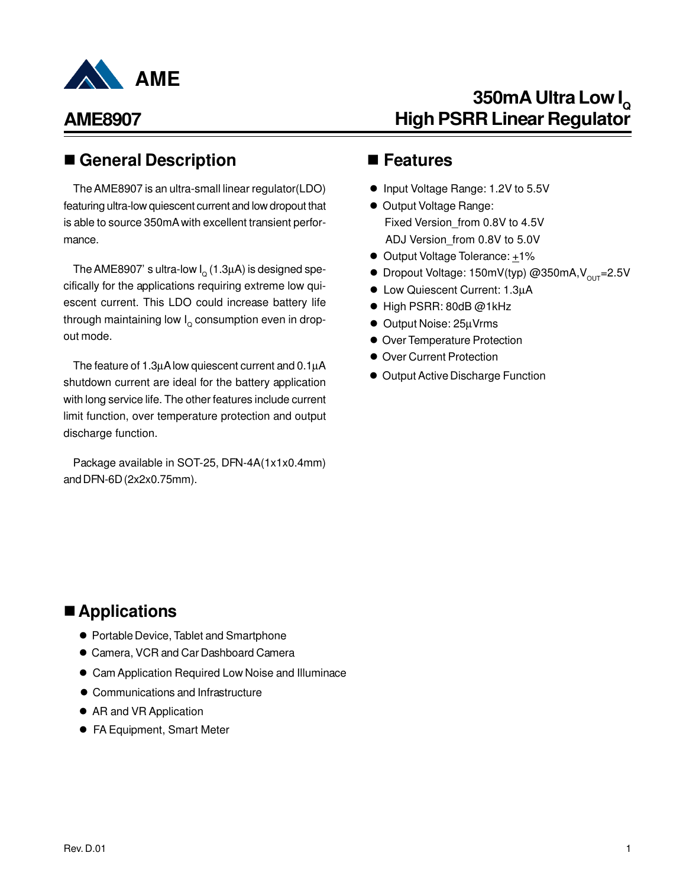# AME

## AME8907

## 350mA Ultra Low $I_Q$ High PSRR Linear Regulator

## ■ General Description

The AME8907 is an ultra-small linear regulator(LDO) featuring ultra-low quiescent current and low dropout that is able to source 350mA with excellent transient performance.

The AME8907' s ultra-low $I_Q$ (1.3µA) is designed specifically for the applications requiring extreme low quiescent current. This LDO could increase battery life through maintaining low $I_Q$ consumption even in dropout mode.

The feature of 1.3µA low quiescent current and 0.1µA shutdown current are ideal for the battery application with long service life. The other features include current limit function, over temperature protection and output discharge function.

Package available in SOT-25, DFN-4A(1x1x0.4mm) and DFN-6D (2x2x0.75mm).

## ■ Features

- Input Voltage Range: 1.2V to 5.5V
- Output Voltage Range:
  Fixed Version_from 0.8V to 4.5V
  ADJ Version_from 0.8V to 5.0V
- Output Voltage Tolerance: ±1%
- Dropout Voltage: 150mV(typ) @350mA, $V_{OUT}$=2.5V
- Low Quiescent Current: 1.3µA
- High PSRR: 80dB @1kHz
- Output Noise: 25µVrms
- Over Temperature Protection
- Over Current Protection
- Output Active Discharge Function

## ■ Applications

- Portable Device, Tablet and Smartphone
- Camera, VCR and Car Dashboard Camera
- Cam Application Required Low Noise and Illuminace
- Communications and Infrastructure
- AR and VR Application
- FA Equipment, Smart Meter

Rev. D.01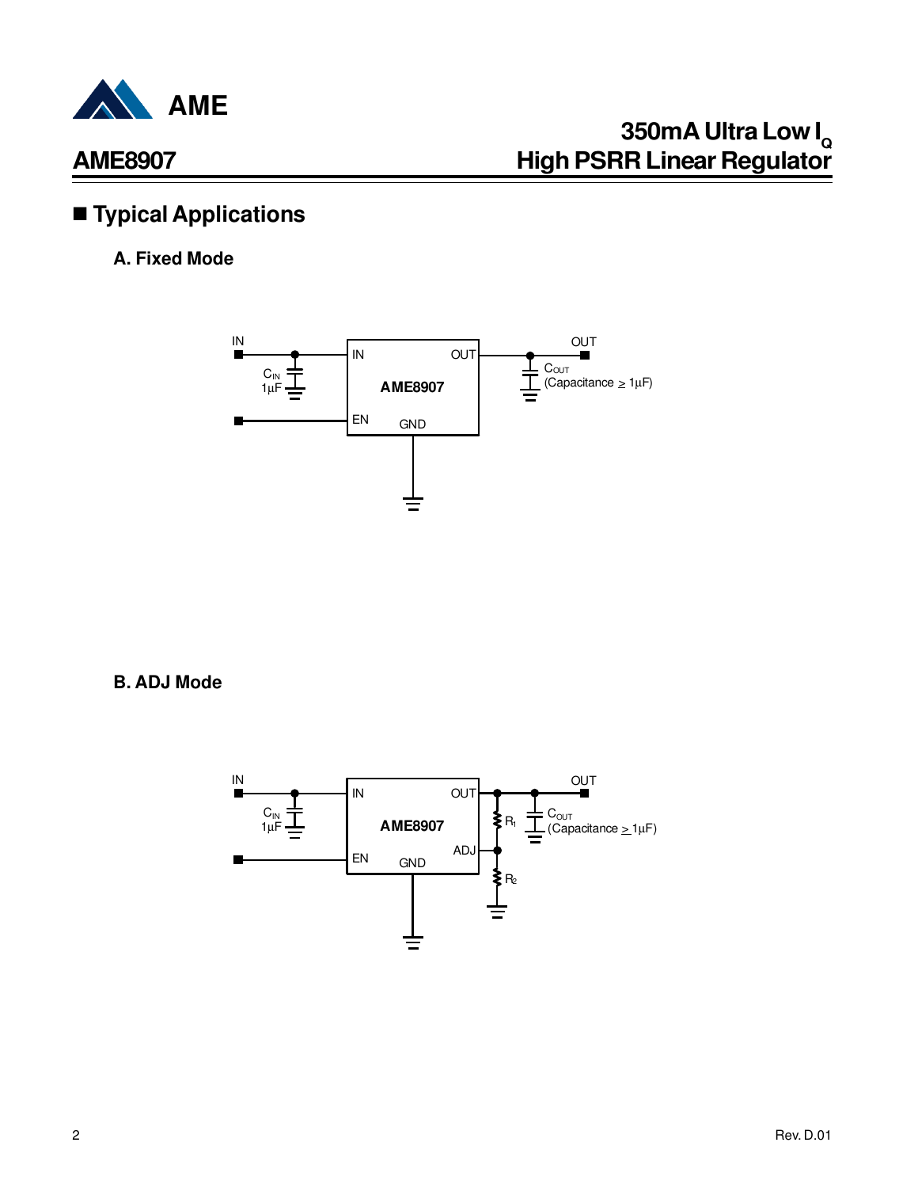## ■ Typical Applications

### A. Fixed Mode

### B. ADJ Mode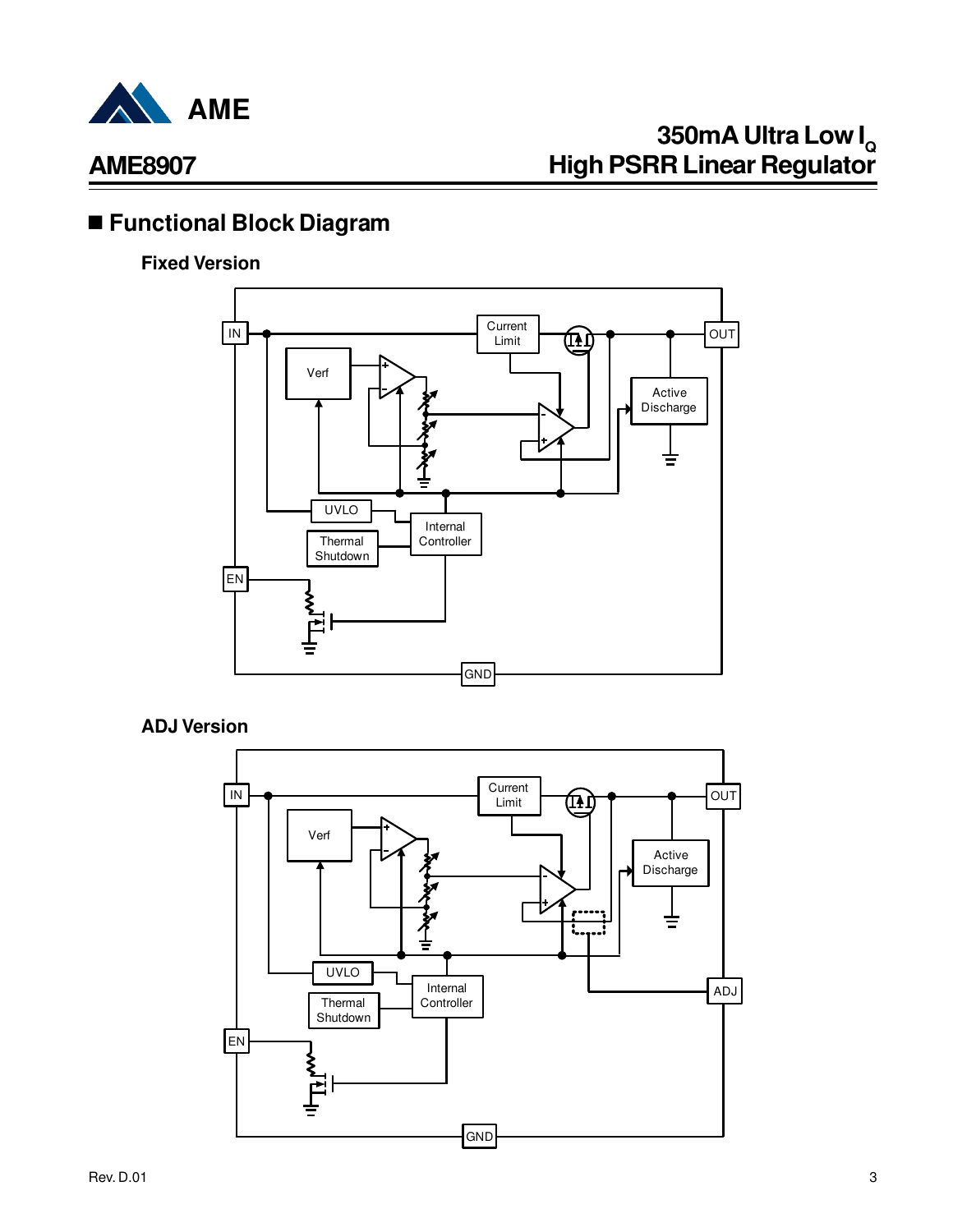## Functional Block Diagram

### Fixed Version

### ADJ Version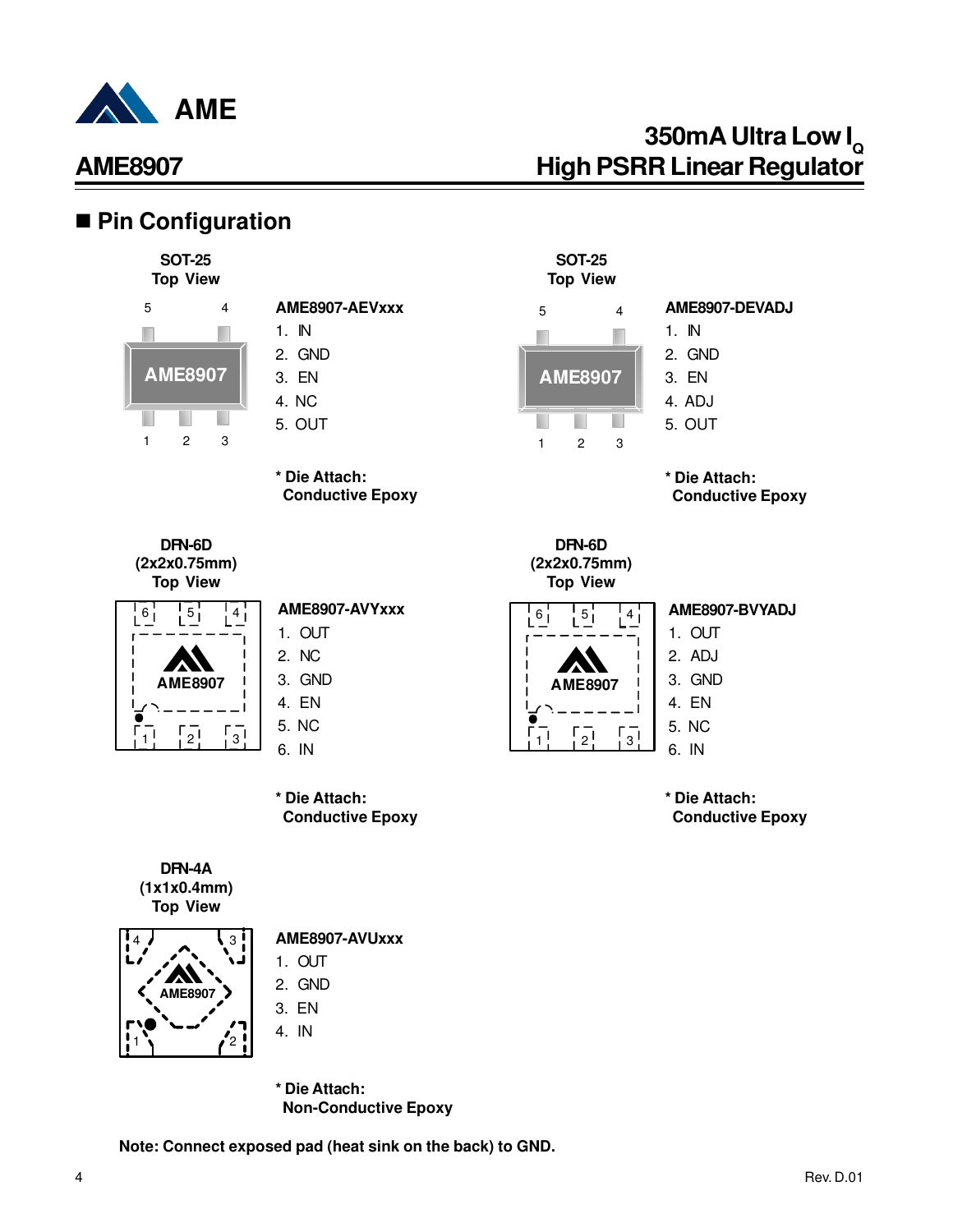## ■ Pin Configuration

**SOT-25**
**Top View**

**AME8907-AEVxxx**

1. IN
2. GND
3. EN
4. NC
5. OUT

**\* Die Attach:**
**Conductive Epoxy**

**SOT-25**
**Top View**

**AME8907-DEVADJ**

1. IN
2. GND
3. EN
4. ADJ
5. OUT

**\* Die Attach:**
**Conductive Epoxy**

**DFN-6D**
**(2x2x0.75mm)**
**Top View**

**AME8907-AVYxxx**

1. OUT
2. NC
3. GND
4. EN
5. NC
6. IN

**\* Die Attach:**
**Conductive Epoxy**

**DFN-6D**
**(2x2x0.75mm)**
**Top View**

**AME8907-BVYADJ**

1. OUT
2. ADJ
3. GND
4. EN
5. NC
6. IN

**\* Die Attach:**
**Conductive Epoxy**

**DFN-4A**
**(1x1x0.4mm)**
**Top View**

**AME8907-AVUxxx**

1. OUT
2. GND
3. EN
4. IN

**\* Die Attach:**
**Non-Conductive Epoxy**

**Note: Connect exposed pad (heat sink on the back) to GND.**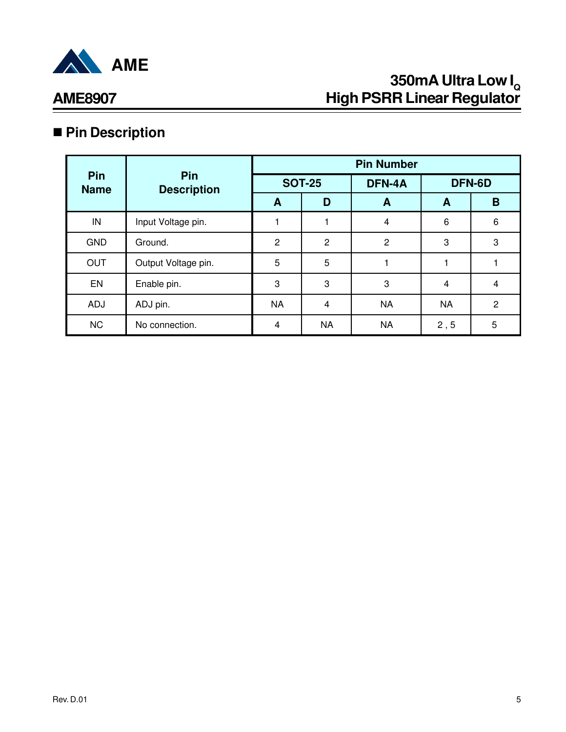## Pin Description

| Pin Name | Pin Description | Pin Number | | | | |
|---|---|---|---|---|---|---|
| | | SOT-25 | | DFN-4A | DFN-6D | |
| | | A | D | A | A | B |
| IN | Input Voltage pin. | 1 | 1 | 4 | 6 | 6 |
| GND | Ground. | 2 | 2 | 2 | 3 | 3 |
| OUT | Output Voltage pin. | 5 | 5 | 1 | 1 | 1 |
| EN | Enable pin. | 3 | 3 | 3 | 4 | 4 |
| ADJ | ADJ pin. | NA | 4 | NA | NA | 2 |
| NC | No connection. | 4 | NA | NA | 2 , 5 | 5 |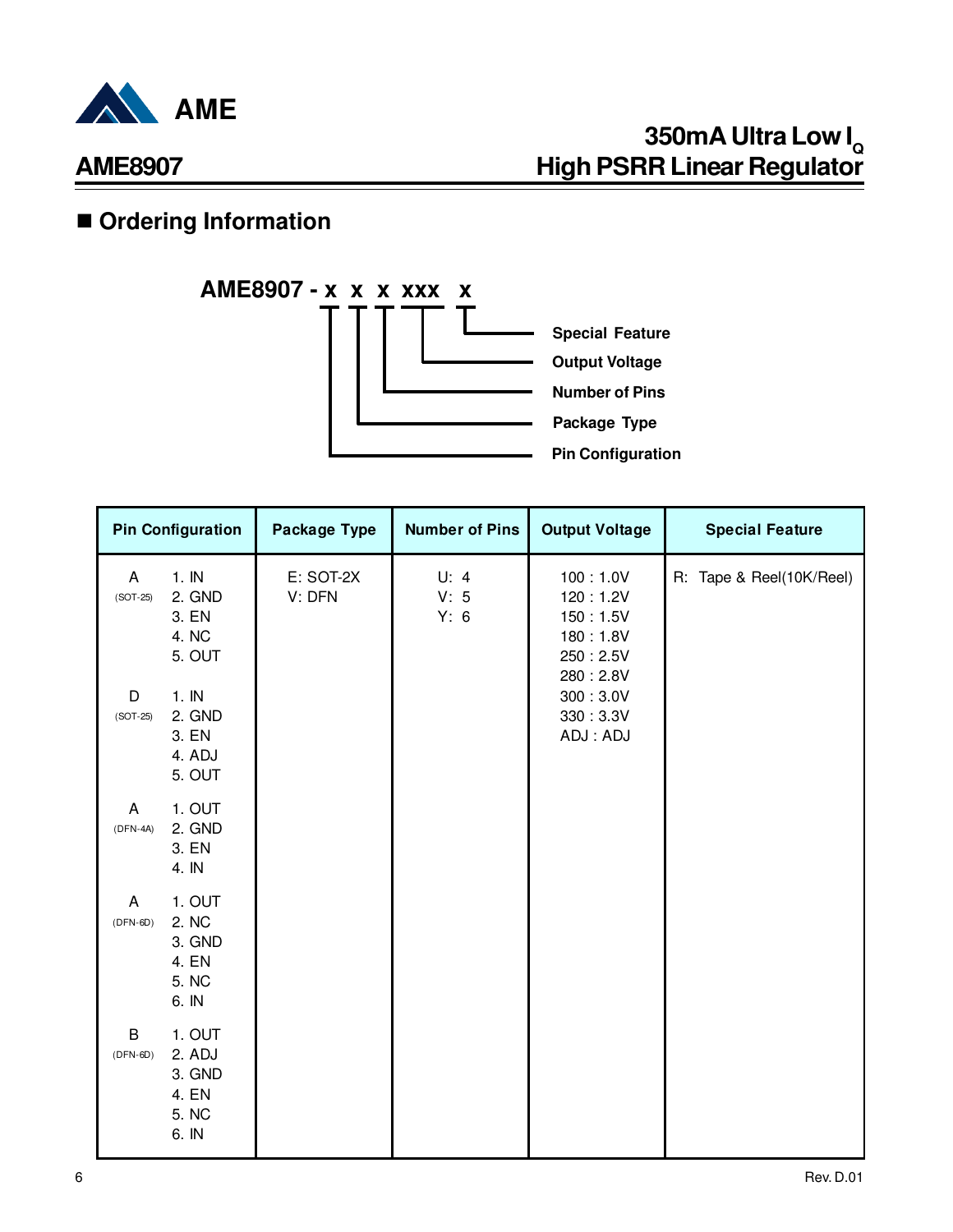## Ordering Information

**AME8907 - x x x xxx x**

- x: Pin Configuration
- x: Package Type
- x: Number of Pins
- xxx: Output Voltage
- x: Special Feature

| Pin Configuration | Package Type | Number of Pins | Output Voltage | Special Feature |
|---|---|---|---|---|
| A (SOT-25): 1. IN 2. GND 3. EN 4. NC 5. OUT<br>D (SOT-25): 1. IN 2. GND 3. EN 4. ADJ 5. OUT<br>A (DFN-4A): 1. OUT 2. GND 3. EN 4. IN<br>A (DFN-6D): 1. OUT 2. NC 3. GND 4. EN 5. NC 6. IN<br>B (DFN-6D): 1. OUT 2. ADJ 3. GND 4. EN 5. NC 6. IN | E: SOT-2X<br>V: DFN | U: 4<br>V: 5<br>Y: 6 | 100 : 1.0V<br>120 : 1.2V<br>150 : 1.5V<br>180 : 1.8V<br>250 : 2.5V<br>280 : 2.8V<br>300 : 3.0V<br>330 : 3.3V<br>ADJ : ADJ | R: Tape & Reel(10K/Reel) |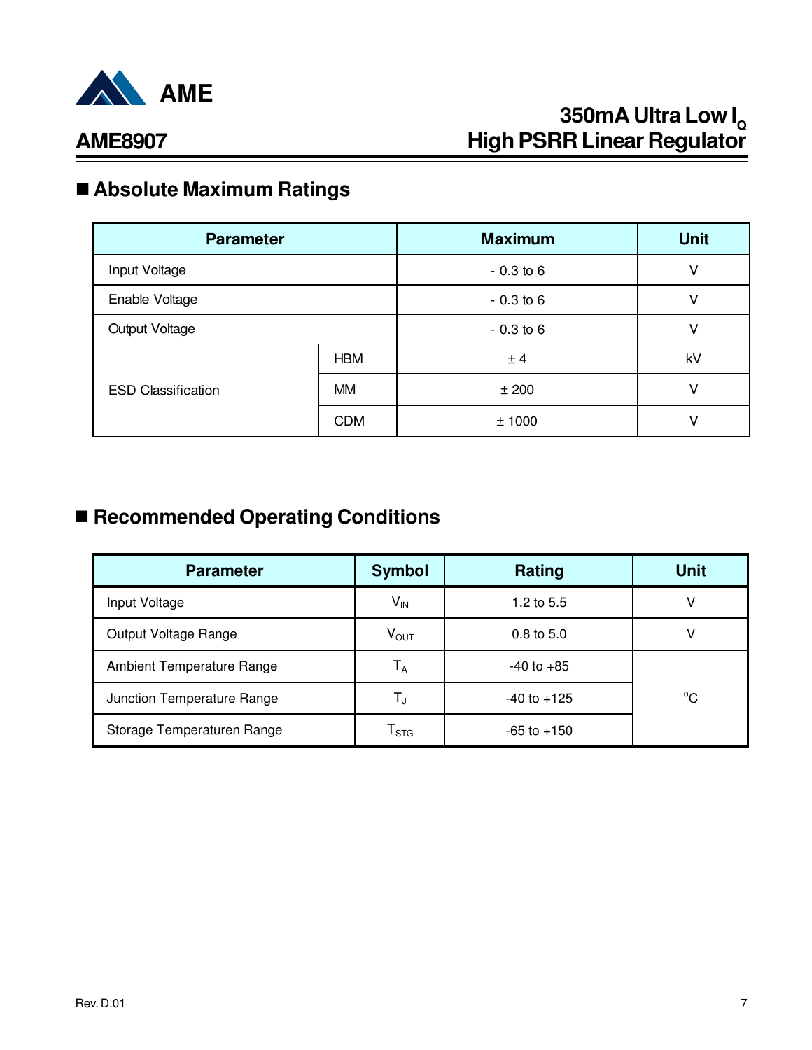## ■ Absolute Maximum Ratings

| Parameter | | Maximum | Unit |
|---|---|---|---|
| Input Voltage | | - 0.3 to 6 | V |
| Enable Voltage | | - 0.3 to 6 | V |
| Output Voltage | | - 0.3 to 6 | V |
| ESD Classification | HBM | ± 4 | kV |
| | MM | ± 200 | V |
| | CDM | ± 1000 | V |

## ■ Recommended Operating Conditions

| Parameter | Symbol | Rating | Unit |
|---|---|---|---|
| Input Voltage | $V_{IN}$ | 1.2 to 5.5 | V |
| Output Voltage Range | $V_{OUT}$ | 0.8 to 5.0 | V |
| Ambient Temperature Range | $T_A$ | -40 to +85 | $^{o}C$ |
| Junction Temperature Range | $T_J$ | -40 to +125 | |
| Storage Temperaturen Range | $T_{STG}$ | -65 to +150 | |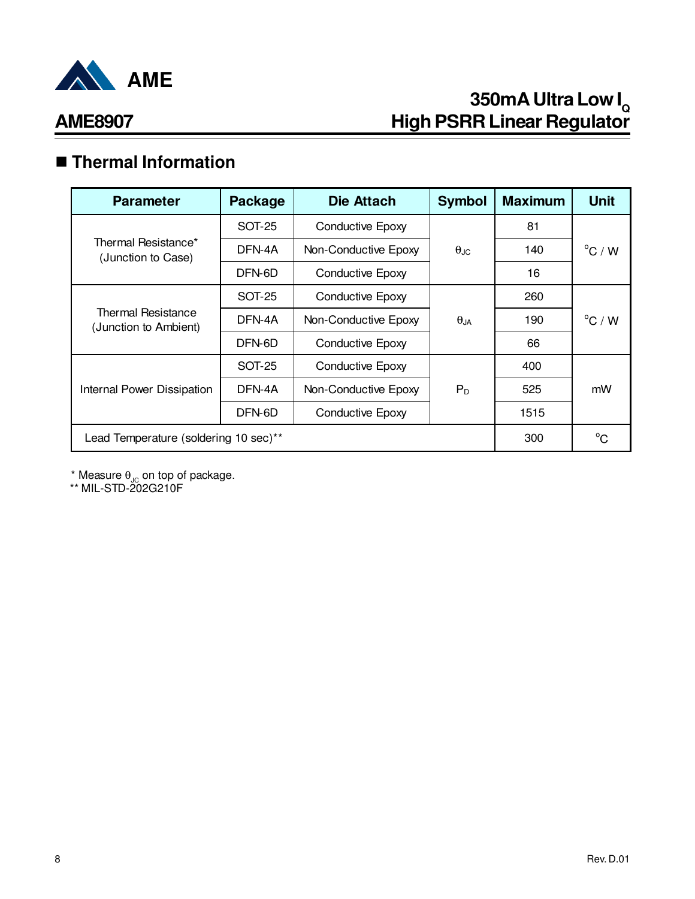## ■ Thermal Information

| Parameter | Package | Die Attach | Symbol | Maximum | Unit |
|---|---|---|---|---|---|
| Thermal Resistance* (Junction to Case) | SOT-25 | Conductive Epoxy | $\theta_{JC}$ | 81 | $^{o}C$ / W |
| | DFN-4A | Non-Conductive Epoxy | | 140 | |
| | DFN-6D | Conductive Epoxy | | 16 | |
| Thermal Resistance (Junction to Ambient) | SOT-25 | Conductive Epoxy | $\theta_{JA}$ | 260 | $^{o}C$ / W |
| | DFN-4A | Non-Conductive Epoxy | | 190 | |
| | DFN-6D | Conductive Epoxy | | 66 | |
| Internal Power Dissipation | SOT-25 | Conductive Epoxy | $P_D$ | 400 | mW |
| | DFN-4A | Non-Conductive Epoxy | | 525 | |
| | DFN-6D | Conductive Epoxy | | 1515 | |
| Lead Temperature (soldering 10 sec)** | | | | 300 | $^{o}C$ |

\* Measure $\theta_{JC}$ on top of package.

\*\* MIL-STD-202G210F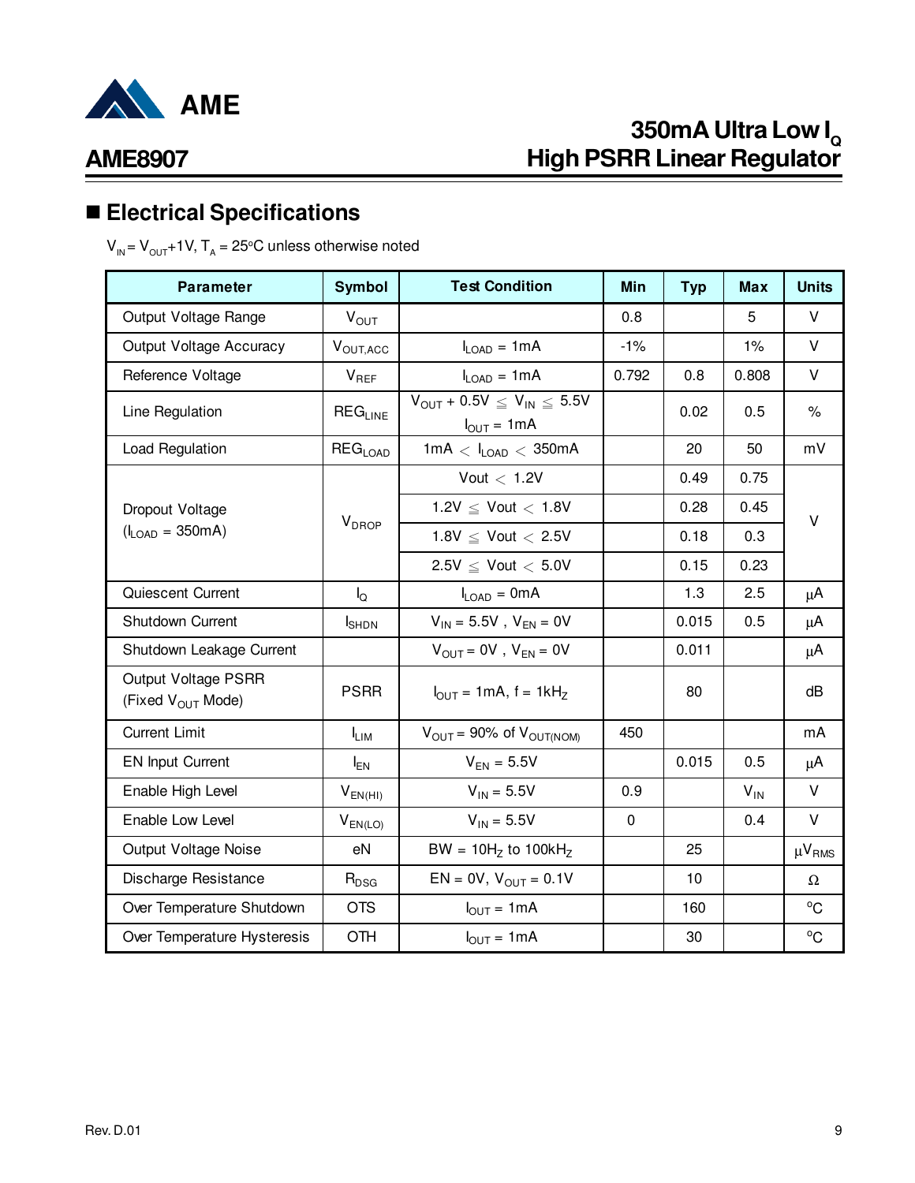## ■ Electrical Specifications

$V_{IN} = V_{OUT}+1V$, $T_A = 25^oC$ unless otherwise noted

| Parameter | Symbol | Test Condition | Min | Typ | Max | Units |
|---|---|---|---|---|---|---|
| Output Voltage Range | $V_{OUT}$ | | 0.8 | | 5 | V |
| Output Voltage Accuracy | $V_{OUT,ACC}$ | $I_{LOAD}$ = 1mA | -1% | | 1% | V |
| Reference Voltage | $V_{REF}$ | $I_{LOAD}$ = 1mA | 0.792 | 0.8 | 0.808 | V |
| Line Regulation | $REG_{LINE}$ | $V_{OUT} + 0.5V \leq V_{IN} \leq 5.5V$ $I_{OUT}$ = 1mA | | 0.02 | 0.5 | % |
| Load Regulation | $REG_{LOAD}$ | 1mA $< I_{LOAD} <$ 350mA | | 20 | 50 | mV |
| Dropout Voltage ($I_{LOAD}$ = 350mA) | $V_{DROP}$ | Vout $<$ 1.2V | | 0.49 | 0.75 | V |
| | | 1.2V $\leq$ Vout $<$ 1.8V | | 0.28 | 0.45 | |
| | | 1.8V $\leq$ Vout $<$ 2.5V | | 0.18 | 0.3 | |
| | | 2.5V $\leq$ Vout $<$ 5.0V | | 0.15 | 0.23 | |
| Quiescent Current | $I_Q$ | $I_{LOAD}$ = 0mA | | 1.3 | 2.5 | μA |
| Shutdown Current | $I_{SHDN}$ | $V_{IN}$ = 5.5V , $V_{EN}$ = 0V | | 0.015 | 0.5 | μA |
| Shutdown Leakage Current | | $V_{OUT}$ = 0V , $V_{EN}$ = 0V | | 0.011 | | μA |
| Output Voltage PSRR (Fixed $V_{OUT}$ Mode) | PSRR | $I_{OUT}$ = 1mA, f = 1kHz | | 80 | | dB |
| Current Limit | $I_{LIM}$ | $V_{OUT}$ = 90% of $V_{OUT(NOM)}$ | 450 | | | mA |
| EN Input Current | $I_{EN}$ | $V_{EN}$ = 5.5V | | 0.015 | 0.5 | μA |
| Enable High Level | $V_{EN(HI)}$ | $V_{IN}$ = 5.5V | 0.9 | | $V_{IN}$ | V |
| Enable Low Level | $V_{EN(LO)}$ | $V_{IN}$ = 5.5V | 0 | | 0.4 | V |
| Output Voltage Noise | eN | BW = 10Hz to 100kHz | | 25 | | $\mu V_{RMS}$ |
| Discharge Resistance | $R_{DSG}$ | EN = 0V, $V_{OUT}$ = 0.1V | | 10 | | Ω |
| Over Temperature Shutdown | OTS | $I_{OUT}$ = 1mA | | 160 | | $^oC$ |
| Over Temperature Hysteresis | OTH | $I_{OUT}$ = 1mA | | 30 | | $^oC$ |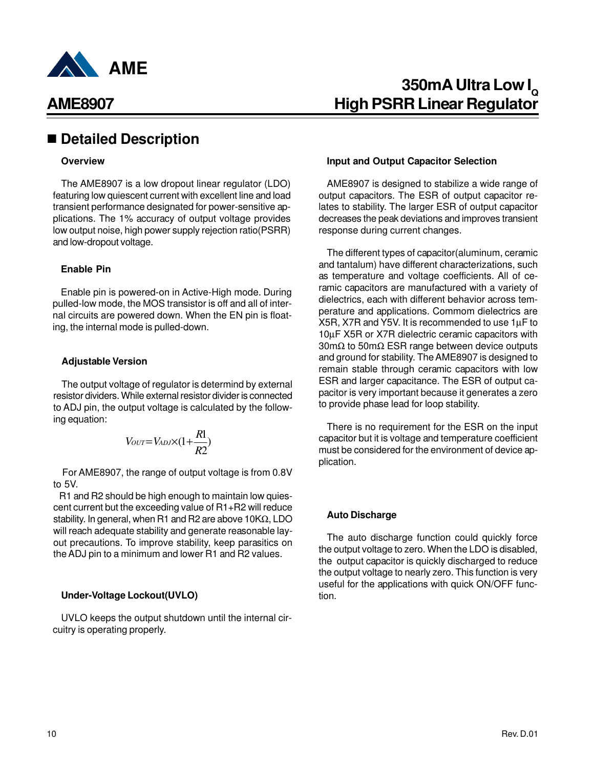## Detailed Description

### Overview

The AME8907 is a low dropout linear regulator (LDO) featuring low quiescent current with excellent line and load transient performance designated for power-sensitive applications. The 1% accuracy of output voltage provides low output noise, high power supply rejection ratio(PSRR) and low-dropout voltage.

### Enable Pin

Enable pin is powered-on in Active-High mode. During pulled-low mode, the MOS transistor is off and all of internal circuits are powered down. When the EN pin is floating, the internal mode is pulled-down.

### Adjustable Version

The output voltage of regulator is determind by external resistor dividers. While external resistor divider is connected to ADJ pin, the output voltage is calculated by the following equation:

$$V_{OUT} = V_{ADJ} \times (1 + \frac{R1}{R2})$$

For AME8907, the range of output voltage is from 0.8V to 5V.

R1 and R2 should be high enough to maintain low quiescent current but the exceeding value of R1+R2 will reduce stability. In general, when R1 and R2 are above 10KΩ, LDO will reach adequate stability and generate reasonable layout precautions. To improve stability, keep parasitics on the ADJ pin to a minimum and lower R1 and R2 values.

### Under-Voltage Lockout(UVLO)

UVLO keeps the output shutdown until the internal circuitry is operating properly.

### Input and Output Capacitor Selection

AME8907 is designed to stabilize a wide range of output capacitors. The ESR of output capacitor relates to stability. The larger ESR of output capacitor decreases the peak deviations and improves transient response during current changes.

The different types of capacitor(aluminum, ceramic and tantalum) have different characterizations, such as temperature and voltage coefficients. All of ceramic capacitors are manufactured with a variety of dielectrics, each with different behavior across temperature and applications. Commom dielectrics are X5R, X7R and Y5V. It is recommended to use 1µF to 10µF X5R or X7R dielectric ceramic capacitors with 30mΩ to 50mΩ ESR range between device outputs and ground for stability. The AME8907 is designed to remain stable through ceramic capacitors with low ESR and larger capacitance. The ESR of output capacitor is very important because it generates a zero to provide phase lead for loop stability.

There is no requirement for the ESR on the input capacitor but it is voltage and temperature coefficient must be considered for the environment of device application.

### Auto Discharge

The auto discharge function could quickly force the output voltage to zero. When the LDO is disabled, the output capacitor is quickly discharged to reduce the output voltage to nearly zero. This function is very useful for the applications with quick ON/OFF function.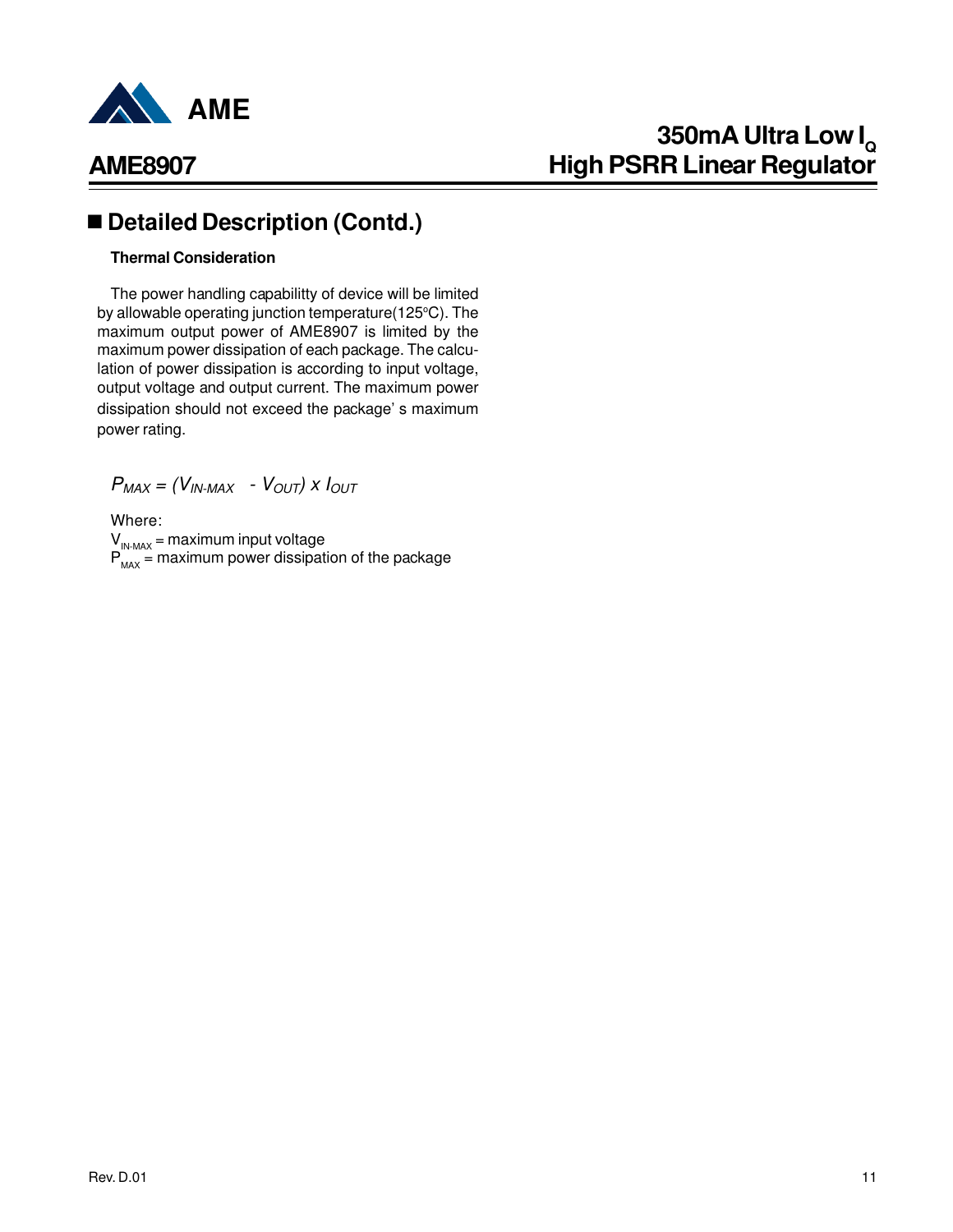## ■ Detailed Description (Contd.)

**Thermal Consideration**

The power handling capabilitty of device will be limited by allowable operating junction temperature(125°C). The maximum output power of AME8907 is limited by the maximum power dissipation of each package. The calculation of power dissipation is according to input voltage, output voltage and output current. The maximum power dissipation should not exceed the package' s maximum power rating.

$$P_{MAX} = (V_{IN\text{-}MAX} - V_{OUT}) \times I_{OUT}$$

Where:

$V_{IN\text{-}MAX}$ = maximum input voltage

$P_{MAX}$ = maximum power dissipation of the package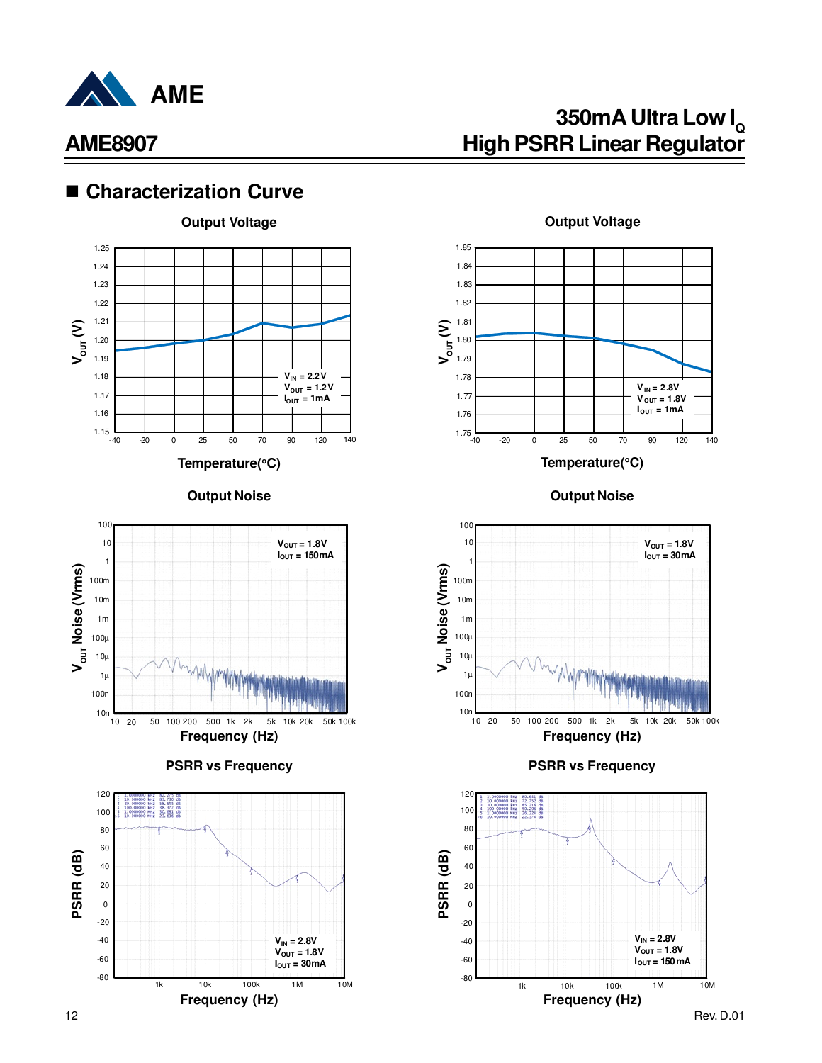## ■ Characterization Curve

**Output Voltage**

$V_{IN}$ = 2.2V
$V_{OUT}$ = 1.2V
$I_{OUT}$ = 1mA

**Output Voltage**

$V_{IN}$ = 2.8V
$V_{OUT}$ = 1.8V
$I_{OUT}$ = 1mA

**Output Noise**

$V_{OUT}$ = 1.8V
$I_{OUT}$ = 150mA

**Output Noise**

$V_{OUT}$ = 1.8V
$I_{OUT}$ = 30mA

**PSRR vs Frequency**

$V_{IN}$ = 2.8V
$V_{OUT}$ = 1.8V
$I_{OUT}$ = 30mA

**PSRR vs Frequency**

$V_{IN}$ = 2.8V
$V_{OUT}$ = 1.8V
$I_{OUT}$ = 150mA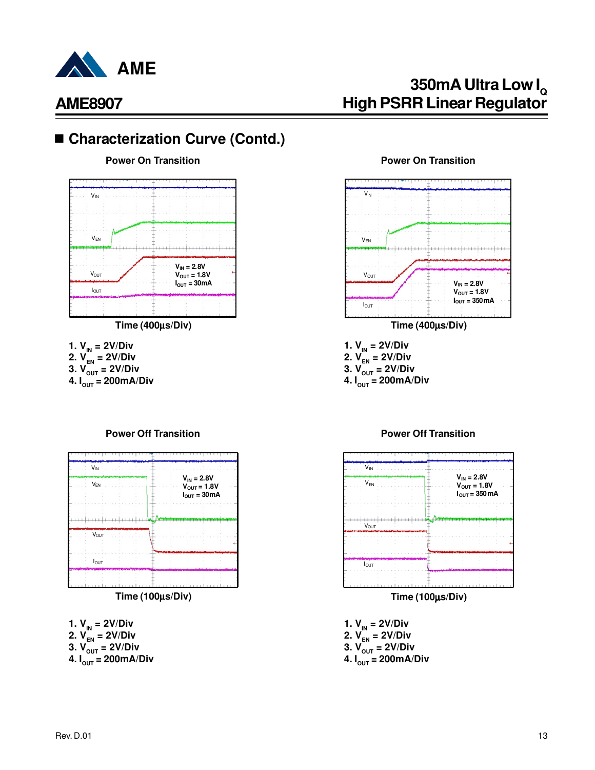## ■ Characterization Curve (Contd.)

**Power On Transition**

$V_{IN}$ = 2.8V
$V_{OUT}$ = 1.8V
$I_{OUT}$ = 30mA

Time (400µs/Div)

1. $V_{IN}$ = 2V/Div
2. $V_{EN}$ = 2V/Div
3. $V_{OUT}$ = 2V/Div
4. $I_{OUT}$ = 200mA/Div

**Power On Transition**

$V_{IN}$ = 2.8V
$V_{OUT}$ = 1.8V
$I_{OUT}$ = 350mA

Time (400µs/Div)

1. $V_{IN}$ = 2V/Div
2. $V_{EN}$ = 2V/Div
3. $V_{OUT}$ = 2V/Div
4. $I_{OUT}$ = 200mA/Div

**Power Off Transition**

$V_{IN}$ = 2.8V
$V_{OUT}$ = 1.8V
$I_{OUT}$ = 30mA

Time (100µs/Div)

1. $V_{IN}$ = 2V/Div
2. $V_{EN}$ = 2V/Div
3. $V_{OUT}$ = 2V/Div
4. $I_{OUT}$ = 200mA/Div

**Power Off Transition**

$V_{IN}$ = 2.8V
$V_{OUT}$ = 1.8V
$I_{OUT}$ = 350mA

Time (100µs/Div)

1. $V_{IN}$ = 2V/Div
2. $V_{EN}$ = 2V/Div
3. $V_{OUT}$ = 2V/Div
4. $I_{OUT}$ = 200mA/Div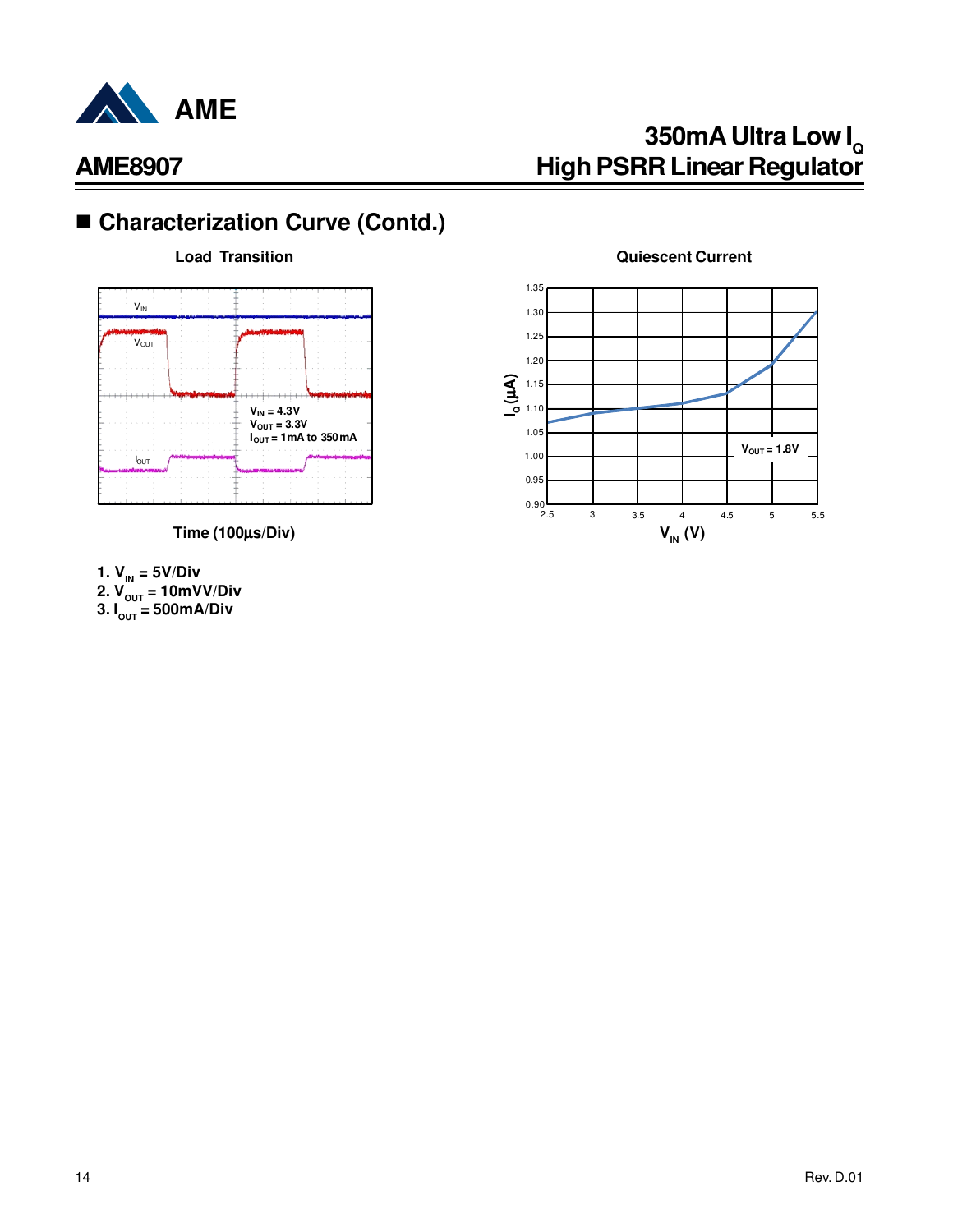## ■ Characterization Curve (Contd.)

**Load Transition**

$V_{IN}$

$V_{OUT}$

$I_{OUT}$

**$V_{IN}$ = 4.3V**
**$V_{OUT}$ = 3.3V**
**$I_{OUT}$ = 1mA to 350mA**

**Time (100µs/Div)**

**1. $V_{IN}$ = 5V/Div**
**2. $V_{OUT}$ = 10mVV/Div**
**3. $I_{OUT}$ = 500mA/Div**

**Quiescent Current**

$I_Q$ (µA): 0.90, 0.95, 1.00, 1.05, 1.10, 1.15, 1.20, 1.25, 1.30, 1.35

$V_{IN}$ (V): 2.5, 3, 3.5, 4, 4.5, 5, 5.5

**$V_{OUT}$ = 1.8V**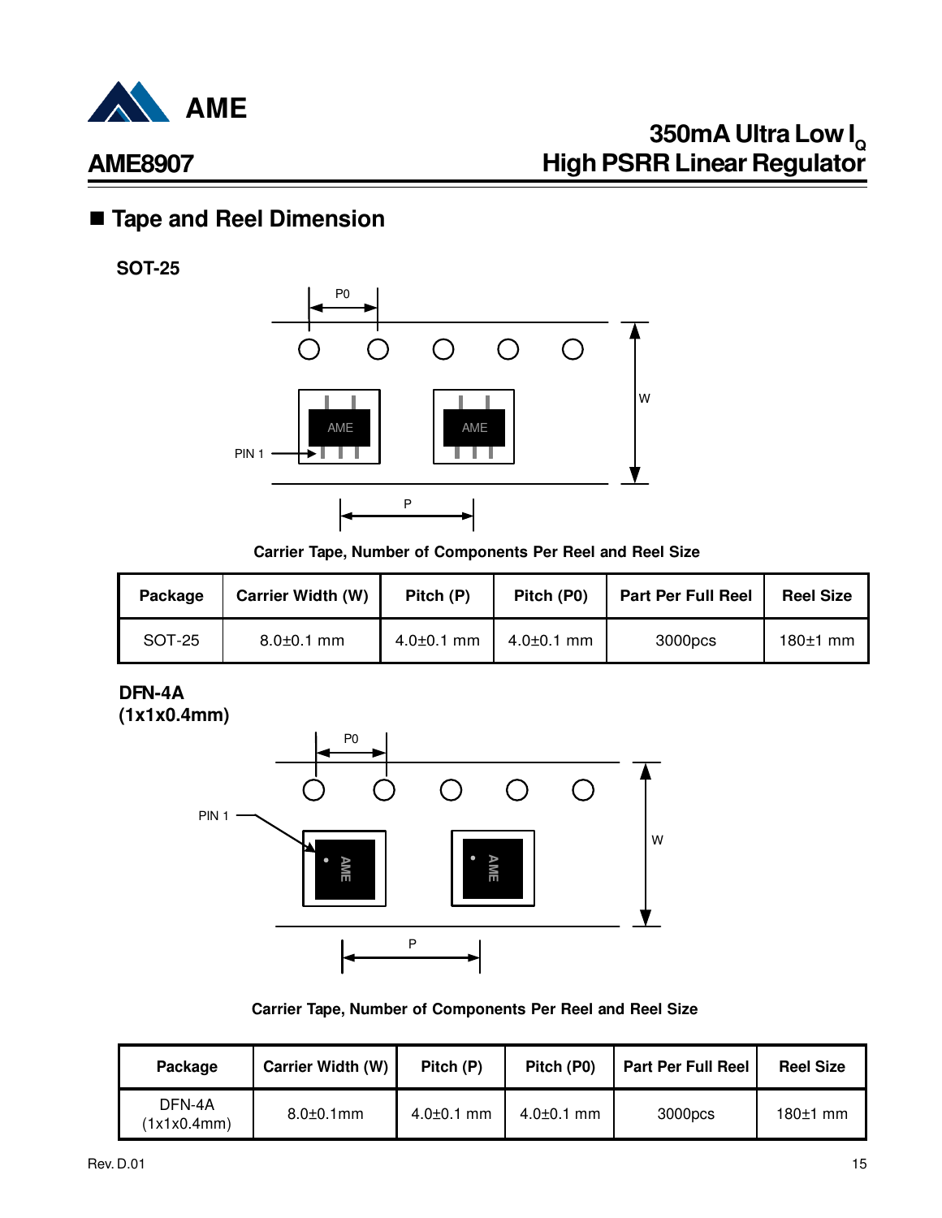## ■ Tape and Reel Dimension

**SOT-25**

Carrier Tape, Number of Components Per Reel and Reel Size

| Package | Carrier Width (W) | Pitch (P) | Pitch (P0) | Part Per Full Reel | Reel Size |
|---|---|---|---|---|---|
| SOT-25 | 8.0±0.1 mm | 4.0±0.1 mm | 4.0±0.1 mm | 3000pcs | 180±1 mm |

**DFN-4A (1x1x0.4mm)**

Carrier Tape, Number of Components Per Reel and Reel Size

| Package | Carrier Width (W) | Pitch (P) | Pitch (P0) | Part Per Full Reel | Reel Size |
|---|---|---|---|---|---|
| DFN-4A (1x1x0.4mm) | 8.0±0.1mm | 4.0±0.1 mm | 4.0±0.1 mm | 3000pcs | 180±1 mm |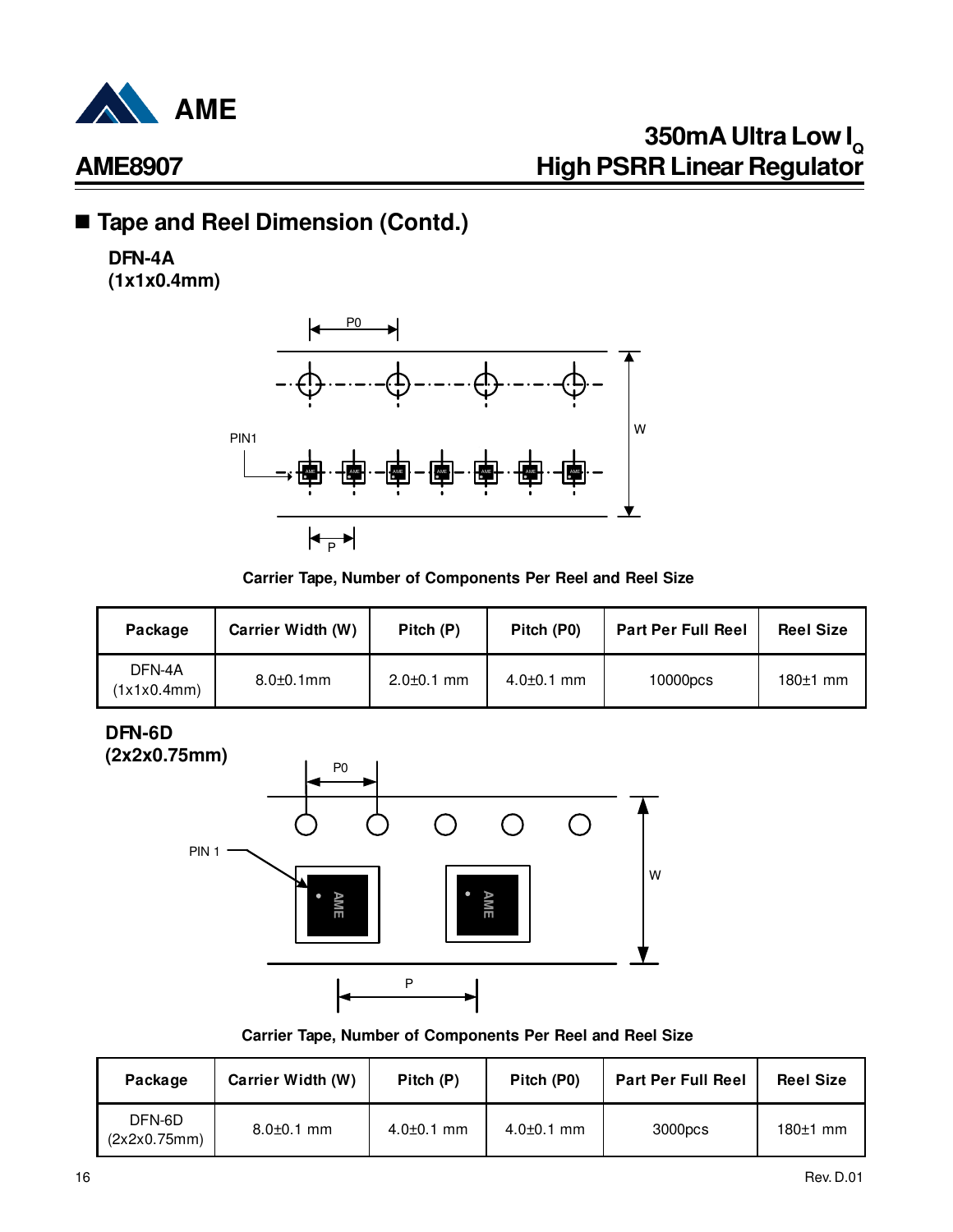## ■ Tape and Reel Dimension (Contd.)

**DFN-4A**
**(1x1x0.4mm)**

**Carrier Tape, Number of Components Per Reel and Reel Size**

| Package | Carrier Width (W) | Pitch (P) | Pitch (P0) | Part Per Full Reel | Reel Size |
|---|---|---|---|---|---|
| DFN-4A (1x1x0.4mm) | 8.0±0.1mm | 2.0±0.1 mm | 4.0±0.1 mm | 10000pcs | 180±1 mm |

**DFN-6D**
**(2x2x0.75mm)**

**Carrier Tape, Number of Components Per Reel and Reel Size**

| Package | Carrier Width (W) | Pitch (P) | Pitch (P0) | Part Per Full Reel | Reel Size |
|---|---|---|---|---|---|
| DFN-6D (2x2x0.75mm) | 8.0±0.1 mm | 4.0±0.1 mm | 4.0±0.1 mm | 3000pcs | 180±1 mm |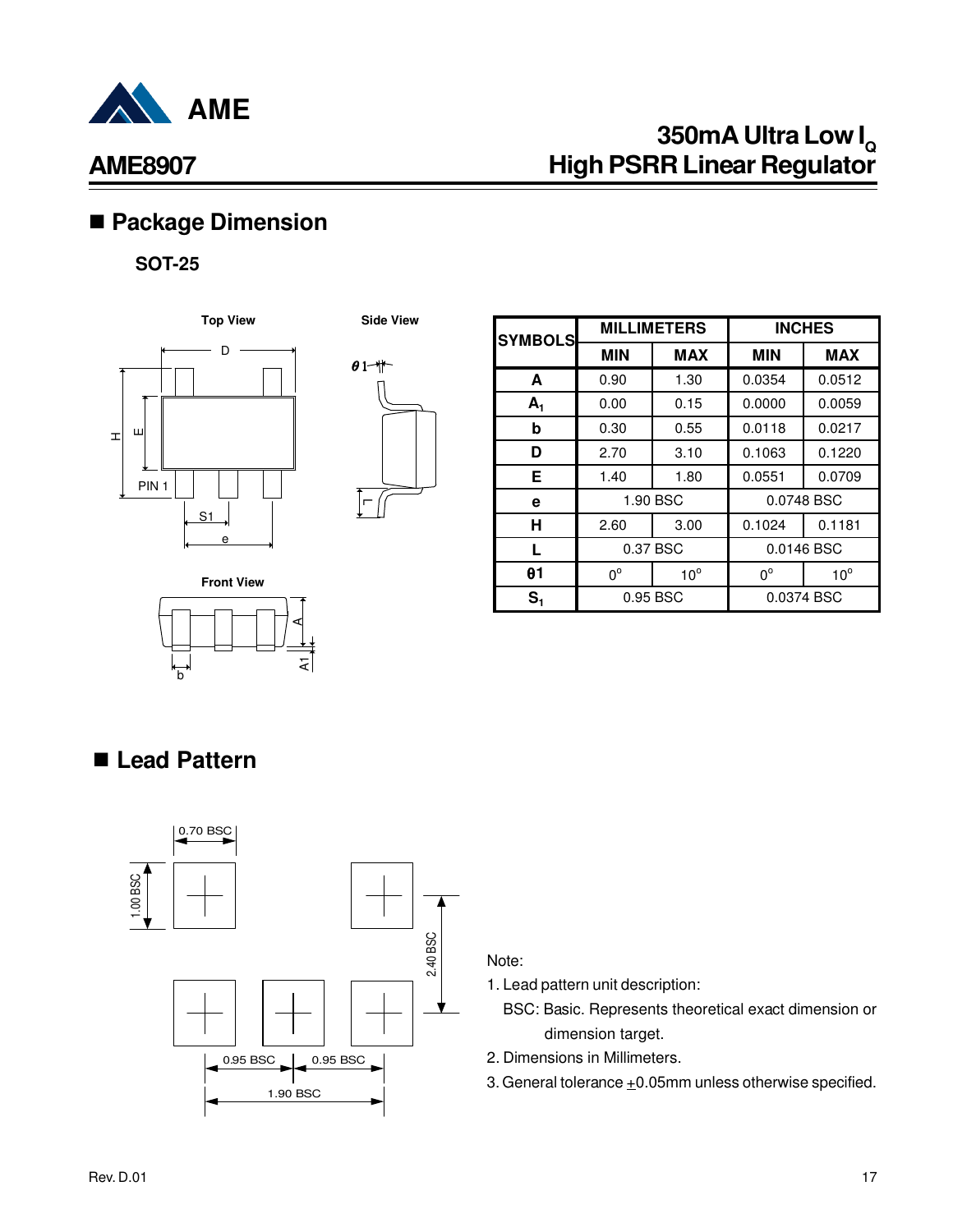## ■ Package Dimension

**SOT-25**

| SYMBOLS | MILLIMETERS | | INCHES | |
|---|---|---|---|---|
| | MIN | MAX | MIN | MAX |
| A | 0.90 | 1.30 | 0.0354 | 0.0512 |
| $A_1$ | 0.00 | 0.15 | 0.0000 | 0.0059 |
| b | 0.30 | 0.55 | 0.0118 | 0.0217 |
| D | 2.70 | 3.10 | 0.1063 | 0.1220 |
| E | 1.40 | 1.80 | 0.0551 | 0.0709 |
| e | 1.90 BSC | | 0.0748 BSC | |
| H | 2.60 | 3.00 | 0.1024 | 0.1181 |
| L | 0.37 BSC | | 0.0146 BSC | |
| θ1 | 0° | 10° | 0° | 10° |
| $S_1$ | 0.95 BSC | | 0.0374 BSC | |

## ■ Lead Pattern

Note:

1. Lead pattern unit description:
   BSC: Basic. Represents theoretical exact dimension or dimension target.
2. Dimensions in Millimeters.
3. General tolerance ±0.05mm unless otherwise specified.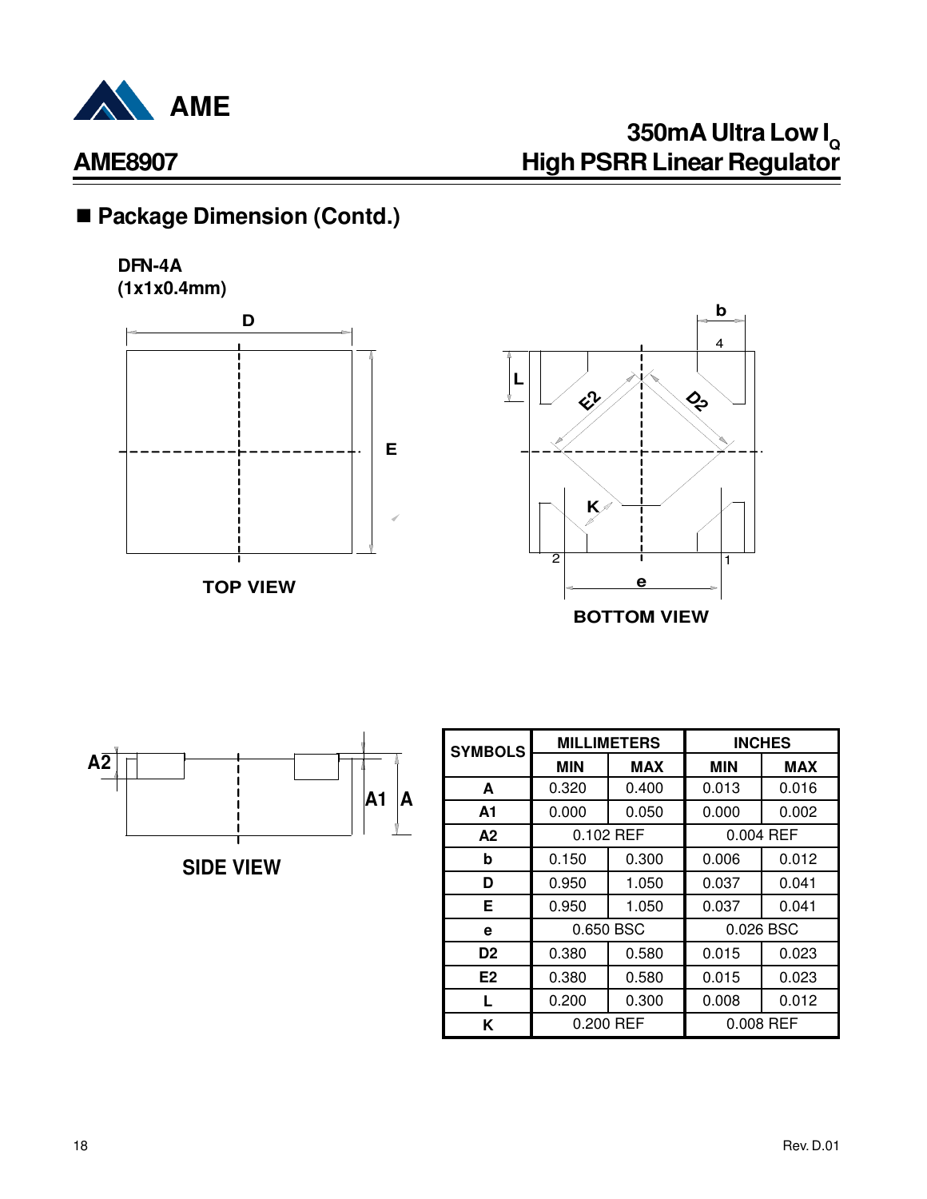## ■ Package Dimension (Contd.)

**DFN-4A**
**(1x1x0.4mm)**

TOP VIEW

BOTTOM VIEW

SIDE VIEW

| SYMBOLS | MILLIMETERS | | INCHES | |
|---|---|---|---|---|
| | MIN | MAX | MIN | MAX |
| A | 0.320 | 0.400 | 0.013 | 0.016 |
| A1 | 0.000 | 0.050 | 0.000 | 0.002 |
| A2 | 0.102 REF | | 0.004 REF | |
| b | 0.150 | 0.300 | 0.006 | 0.012 |
| D | 0.950 | 1.050 | 0.037 | 0.041 |
| E | 0.950 | 1.050 | 0.037 | 0.041 |
| e | 0.650 BSC | | 0.026 BSC | |
| D2 | 0.380 | 0.580 | 0.015 | 0.023 |
| E2 | 0.380 | 0.580 | 0.015 | 0.023 |
| L | 0.200 | 0.300 | 0.008 | 0.012 |
| K | 0.200 REF | | 0.008 REF | |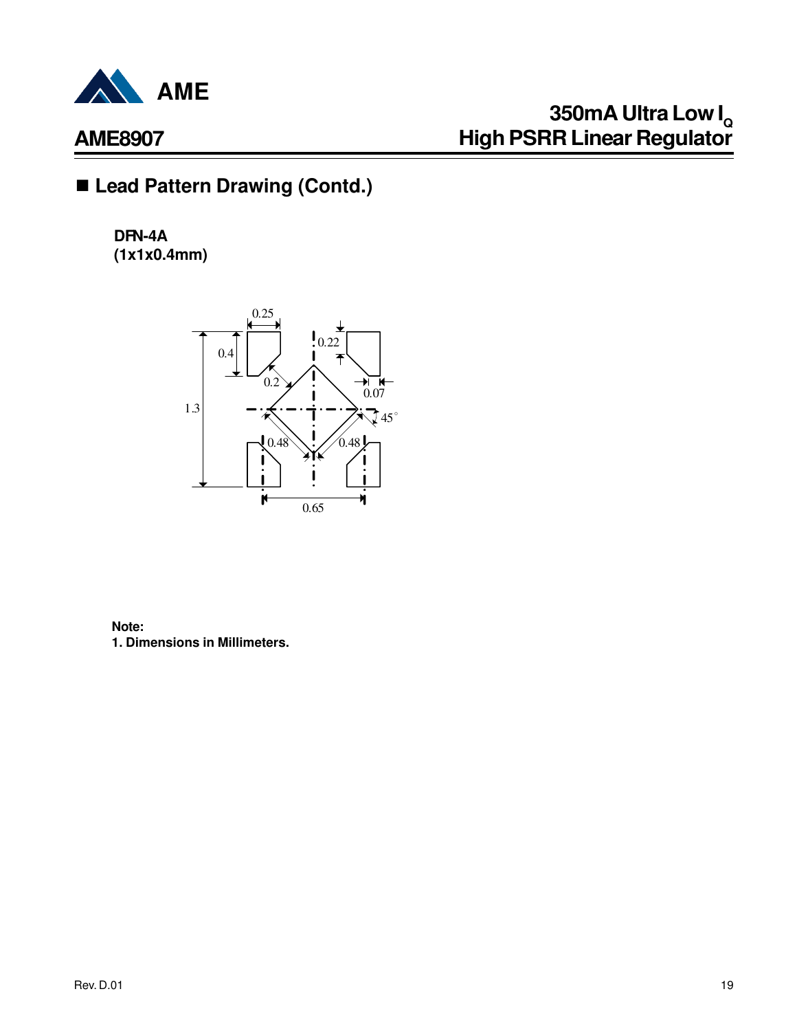## ■ Lead Pattern Drawing (Contd.)

**DFN-4A**
**(1x1x0.4mm)**

0.25

0.4

0.22

0.2

0.07

1.3

45°

0.48

0.48

0.65

**Note:**
**1. Dimensions in Millimeters.**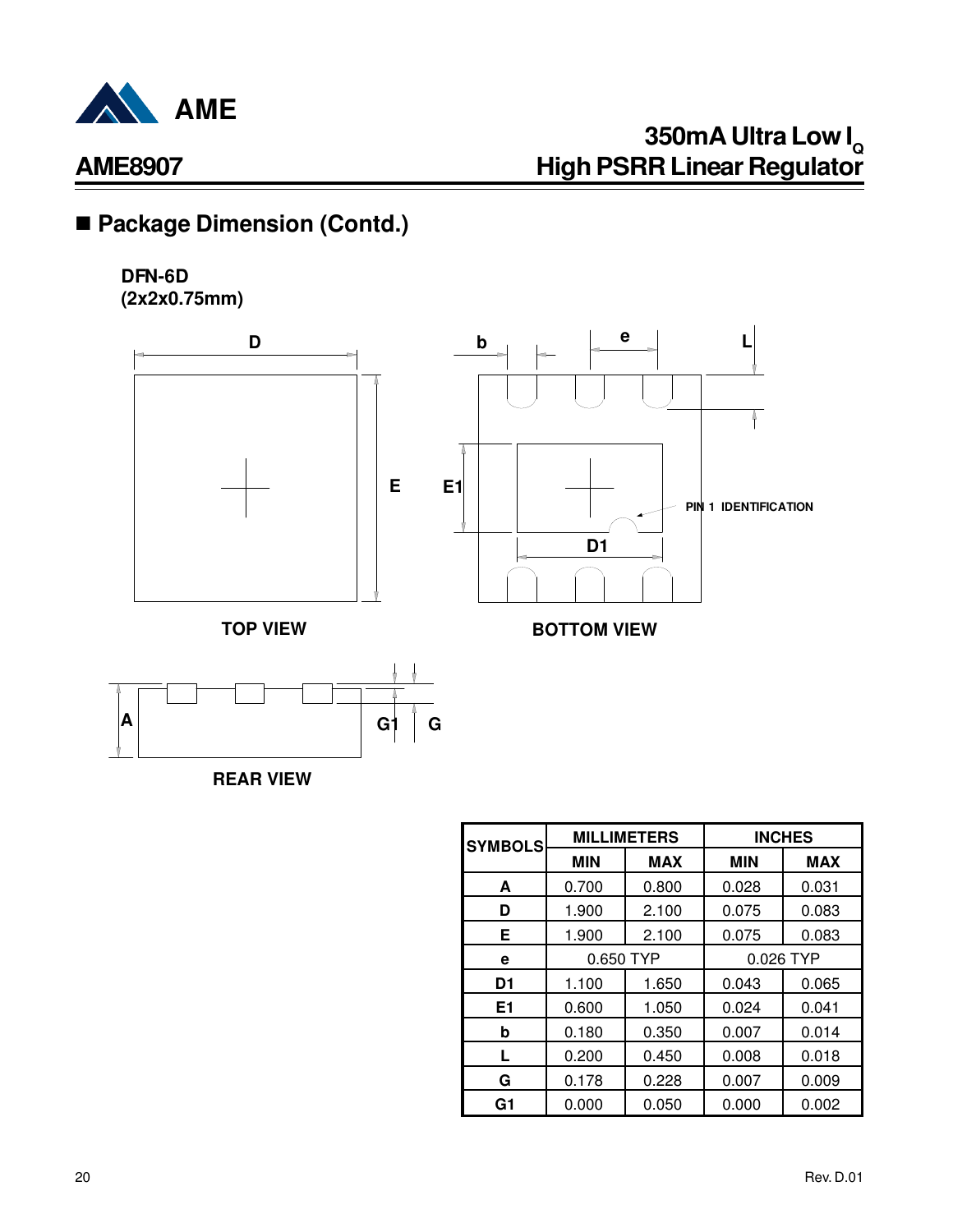## ■ Package Dimension (Contd.)

**DFN-6D**
**(2x2x0.75mm)**

TOP VIEW

BOTTOM VIEW

PIN 1 IDENTIFICATION

REAR VIEW

| SYMBOLS | MILLIMETERS | | INCHES | |
|---|---|---|---|---|
| | MIN | MAX | MIN | MAX |
| A | 0.700 | 0.800 | 0.028 | 0.031 |
| D | 1.900 | 2.100 | 0.075 | 0.083 |
| E | 1.900 | 2.100 | 0.075 | 0.083 |
| e | 0.650 TYP | | 0.026 TYP | |
| D1 | 1.100 | 1.650 | 0.043 | 0.065 |
| E1 | 0.600 | 1.050 | 0.024 | 0.041 |
| b | 0.180 | 0.350 | 0.007 | 0.014 |
| L | 0.200 | 0.450 | 0.008 | 0.018 |
| G | 0.178 | 0.228 | 0.007 | 0.009 |
| G1 | 0.000 | 0.050 | 0.000 | 0.002 |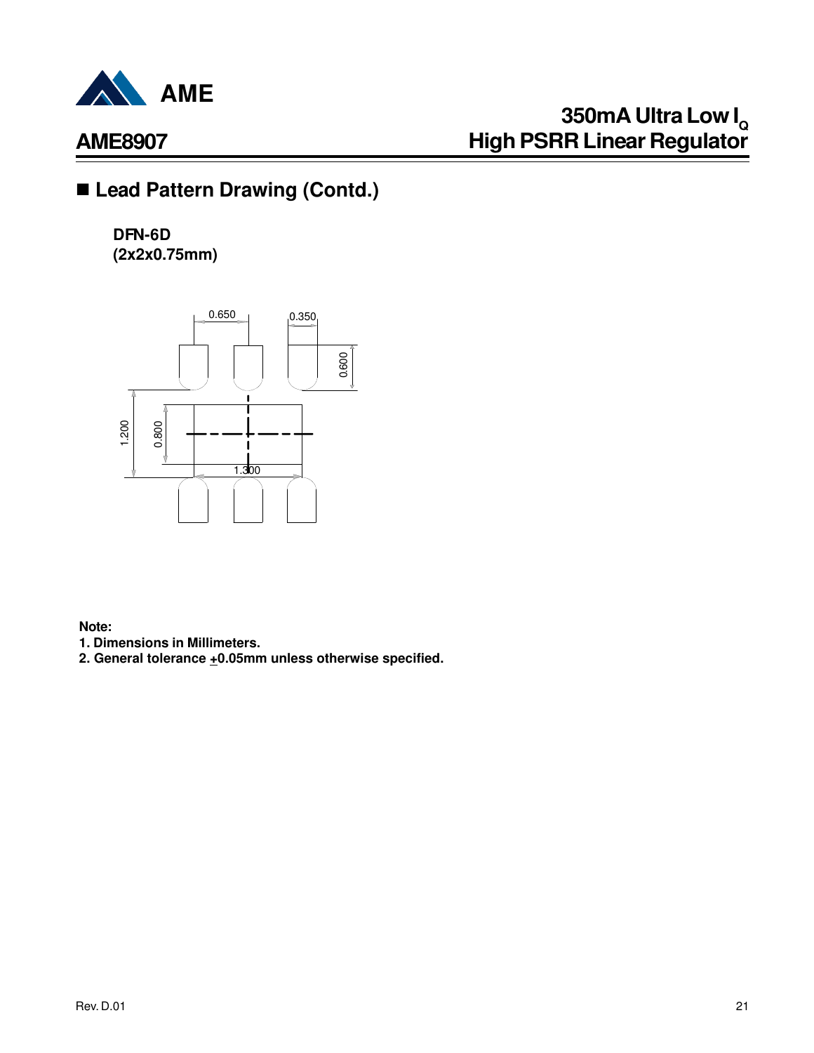## ■ Lead Pattern Drawing (Contd.)

**DFN-6D**
**(2x2x0.75mm)**

0.650 0.350 0.600 1.200 0.800 1.300

**Note:**
**1. Dimensions in Millimeters.**
**2. General tolerance ±0.05mm unless otherwise specified.**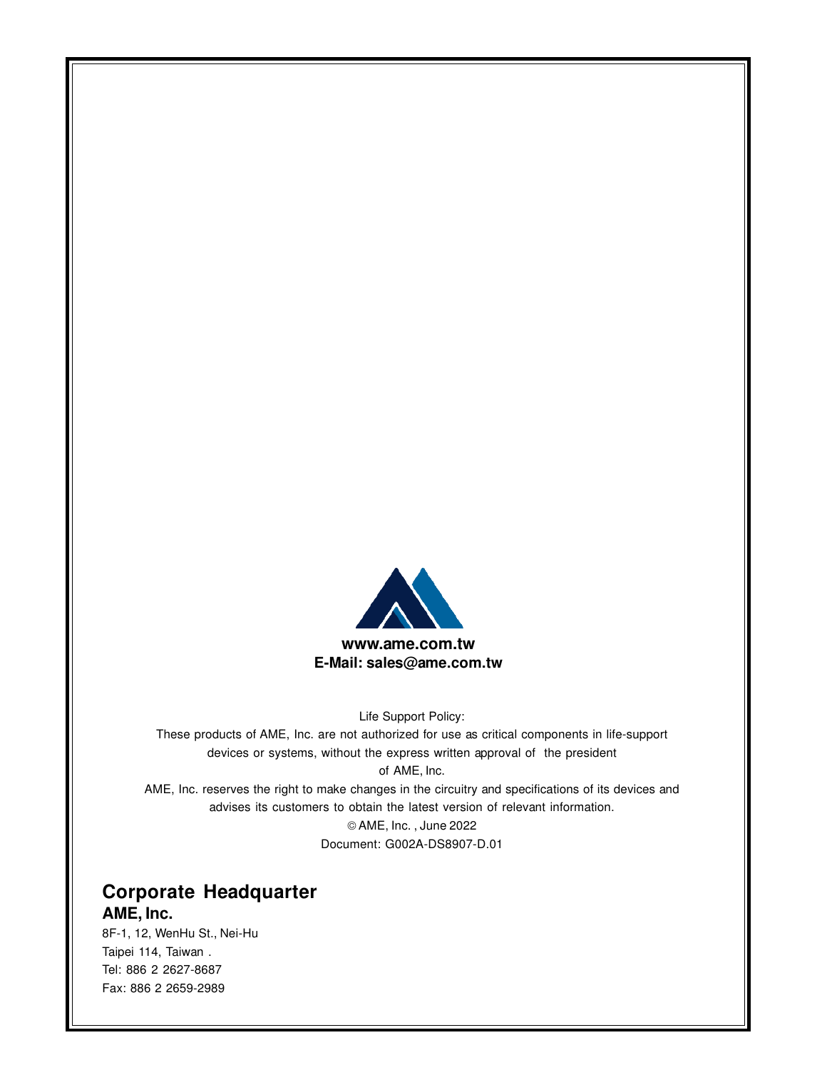**www.ame.com.tw**
**E-Mail: sales@ame.com.tw**

Life Support Policy:
These products of AME, Inc. are not authorized for use as critical components in life-support devices or systems, without the express written approval of the president of AME, Inc.
AME, Inc. reserves the right to make changes in the circuitry and specifications of its devices and advises its customers to obtain the latest version of relevant information.
© AME, Inc. , June 2022
Document: G002A-DS8907-D.01

## Corporate Headquarter

**AME, Inc.**

8F-1, 12, WenHu St., Nei-Hu
Taipei 114, Taiwan .
Tel: 886 2 2627-8687
Fax: 886 2 2659-2989